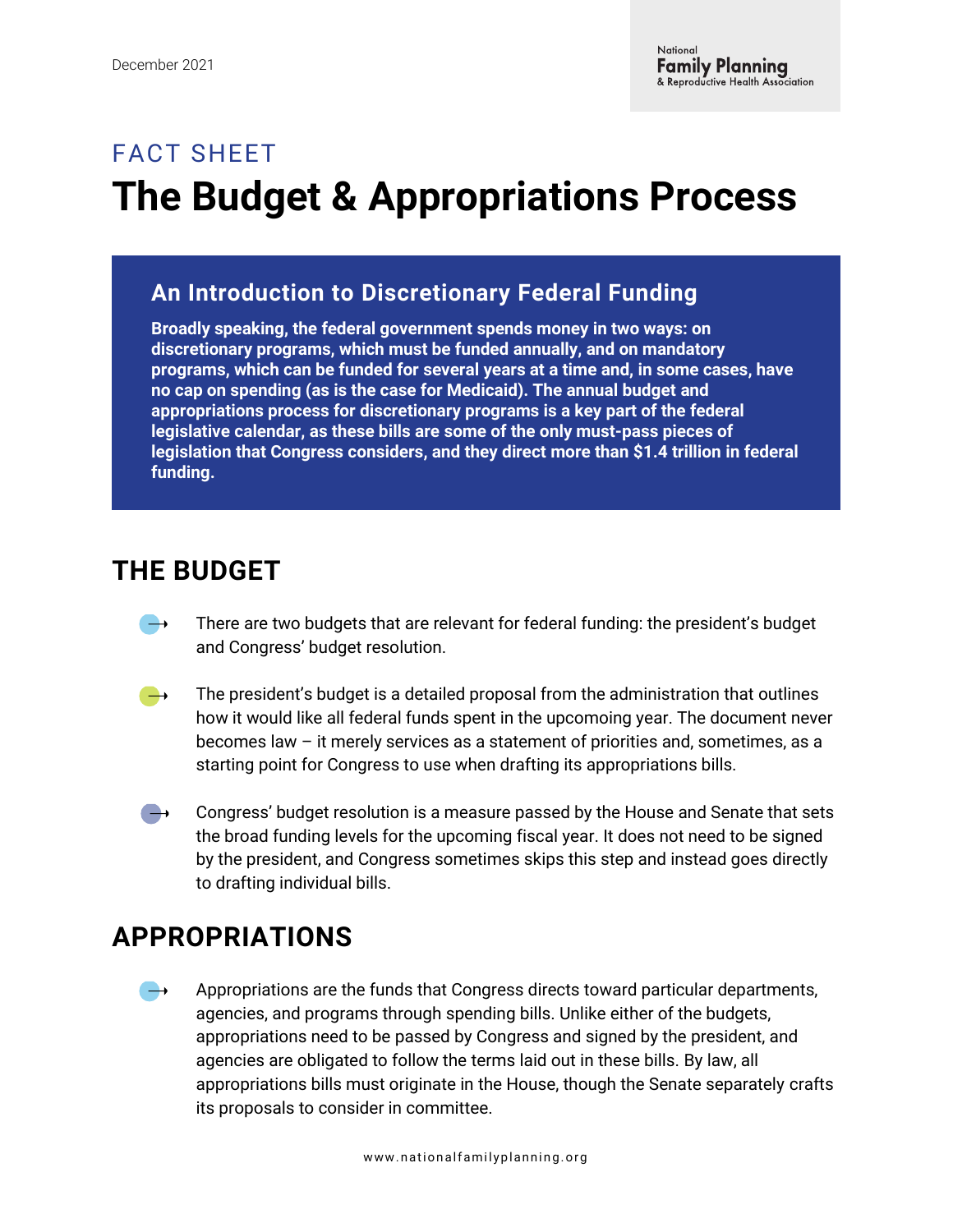December 2021

National Family Planning & Reproductive Health Association

FACT SHEET

# The Budget & Appropriations Process

## An Introduction to Discretionary Federal Funding

**Broadly speaking, the federal government spends money in two ways: on discretionary programs, which must be funded annually, and on mandatory programs, which can be funded for several years at a time and, in some cases, have no cap on spending (as is the case for Medicaid). The annual budget and appropriations process for discretionary programs is a key part of the federal legislative calendar, as these bills are some of the only must-pass pieces of legislation that Congress considers, and they direct more than $1.4 trillion in federal funding.**

## THE BUDGET

- There are two budgets that are relevant for federal funding: the president's budget and Congress' budget resolution.
- The president's budget is a detailed proposal from the administration that outlines how it would like all federal funds spent in the upcomoing year. The document never becomes law – it merely services as a statement of priorities and, sometimes, as a starting point for Congress to use when drafting its appropriations bills.
- Congress' budget resolution is a measure passed by the House and Senate that sets the broad funding levels for the upcoming fiscal year. It does not need to be signed by the president, and Congress sometimes skips this step and instead goes directly to drafting individual bills.

## APPROPRIATIONS

- Appropriations are the funds that Congress directs toward particular departments, agencies, and programs through spending bills. Unlike either of the budgets, appropriations need to be passed by Congress and signed by the president, and agencies are obligated to follow the terms laid out in these bills. By law, all appropriations bills must originate in the House, though the Senate separately crafts its proposals to consider in committee.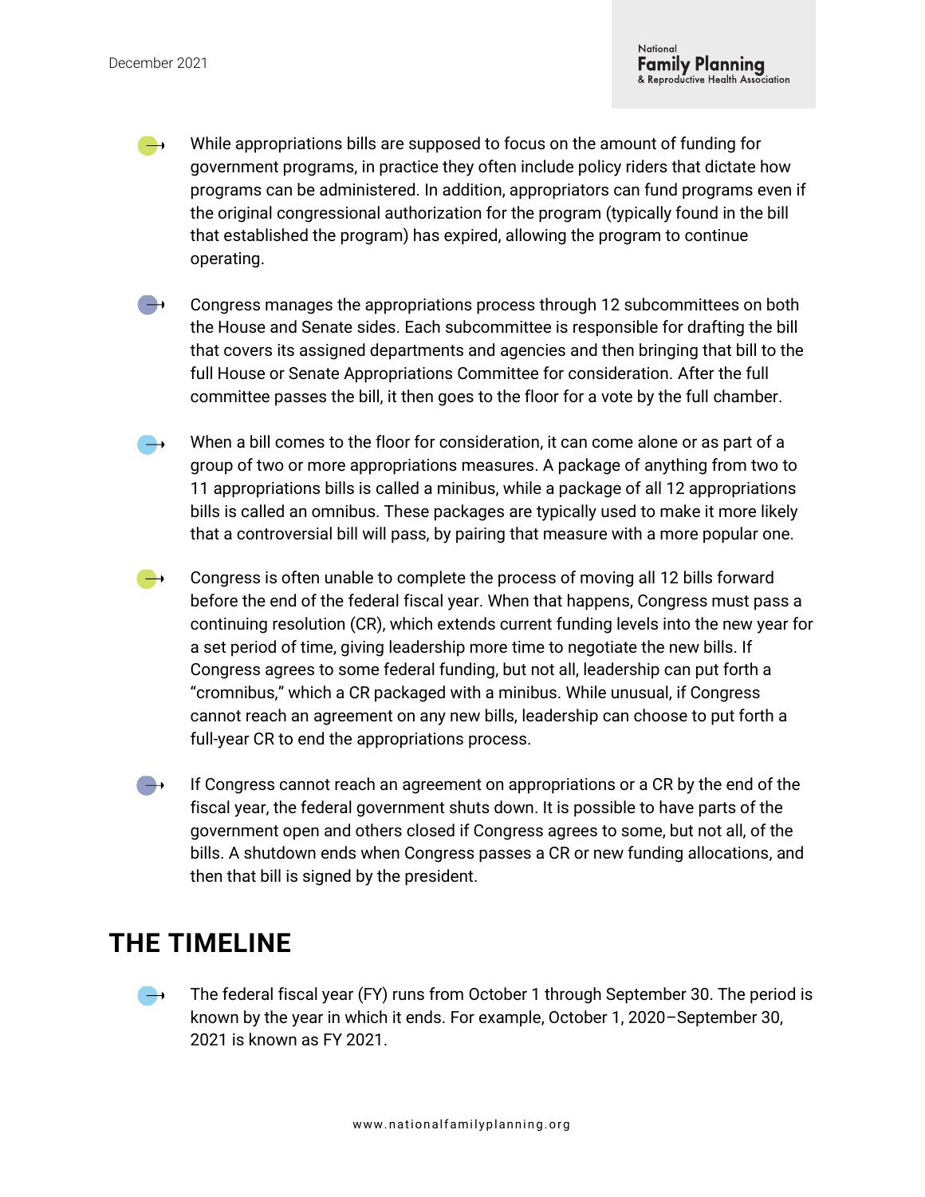- While appropriations bills are supposed to focus on the amount of funding for government programs, in practice they often include policy riders that dictate how programs can be administered. In addition, appropriators can fund programs even if the original congressional authorization for the program (typically found in the bill that established the program) has expired, allowing the program to continue operating.

- Congress manages the appropriations process through 12 subcommittees on both the House and Senate sides. Each subcommittee is responsible for drafting the bill that covers its assigned departments and agencies and then bringing that bill to the full House or Senate Appropriations Committee for consideration. After the full committee passes the bill, it then goes to the floor for a vote by the full chamber.

- When a bill comes to the floor for consideration, it can come alone or as part of a group of two or more appropriations measures. A package of anything from two to 11 appropriations bills is called a minibus, while a package of all 12 appropriations bills is called an omnibus. These packages are typically used to make it more likely that a controversial bill will pass, by pairing that measure with a more popular one.

- Congress is often unable to complete the process of moving all 12 bills forward before the end of the federal fiscal year. When that happens, Congress must pass a continuing resolution (CR), which extends current funding levels into the new year for a set period of time, giving leadership more time to negotiate the new bills. If Congress agrees to some federal funding, but not all, leadership can put forth a "cromnibus," which a CR packaged with a minibus. While unusual, if Congress cannot reach an agreement on any new bills, leadership can choose to put forth a full-year CR to end the appropriations process.

- If Congress cannot reach an agreement on appropriations or a CR by the end of the fiscal year, the federal government shuts down. It is possible to have parts of the government open and others closed if Congress agrees to some, but not all, of the bills. A shutdown ends when Congress passes a CR or new funding allocations, and then that bill is signed by the president.

## THE TIMELINE

- The federal fiscal year (FY) runs from October 1 through September 30. The period is known by the year in which it ends. For example, October 1, 2020–September 30, 2021 is known as FY 2021.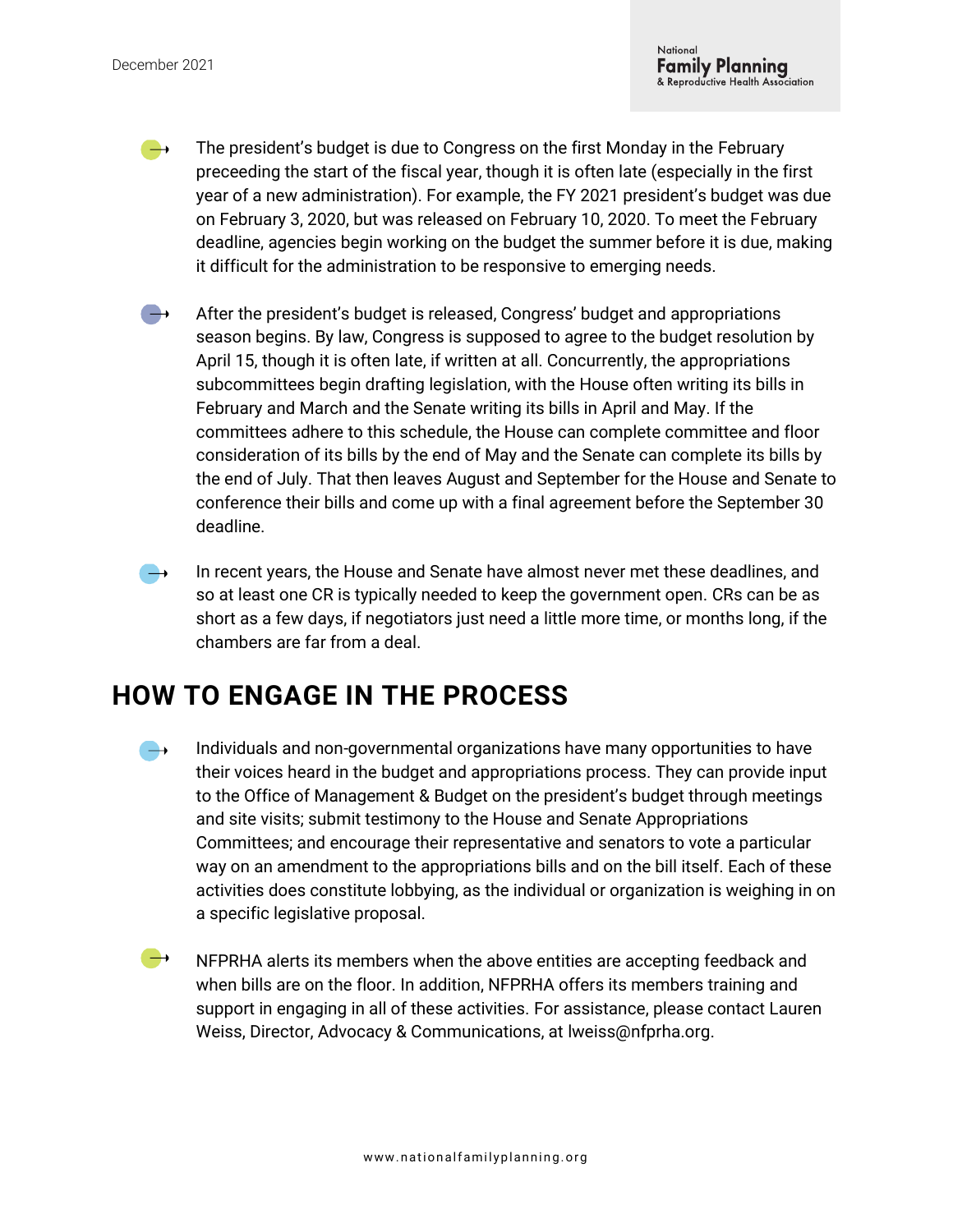- The president's budget is due to Congress on the first Monday in the February preceeding the start of the fiscal year, though it is often late (especially in the first year of a new administration). For example, the FY 2021 president's budget was due on February 3, 2020, but was released on February 10, 2020. To meet the February deadline, agencies begin working on the budget the summer before it is due, making it difficult for the administration to be responsive to emerging needs.

- After the president's budget is released, Congress' budget and appropriations season begins. By law, Congress is supposed to agree to the budget resolution by April 15, though it is often late, if written at all. Concurrently, the appropriations subcommittees begin drafting legislation, with the House often writing its bills in February and March and the Senate writing its bills in April and May. If the committees adhere to this schedule, the House can complete committee and floor consideration of its bills by the end of May and the Senate can complete its bills by the end of July. That then leaves August and September for the House and Senate to conference their bills and come up with a final agreement before the September 30 deadline.

- In recent years, the House and Senate have almost never met these deadlines, and so at least one CR is typically needed to keep the government open. CRs can be as short as a few days, if negotiators just need a little more time, or months long, if the chambers are far from a deal.

## HOW TO ENGAGE IN THE PROCESS

- Individuals and non-governmental organizations have many opportunities to have their voices heard in the budget and appropriations process. They can provide input to the Office of Management & Budget on the president's budget through meetings and site visits; submit testimony to the House and Senate Appropriations Committees; and encourage their representative and senators to vote a particular way on an amendment to the appropriations bills and on the bill itself. Each of these activities does constitute lobbying, as the individual or organization is weighing in on a specific legislative proposal.

- NFPRHA alerts its members when the above entities are accepting feedback and when bills are on the floor. In addition, NFPRHA offers its members training and support in engaging in all of these activities. For assistance, please contact Lauren Weiss, Director, Advocacy & Communications, at lweiss@nfprha.org.